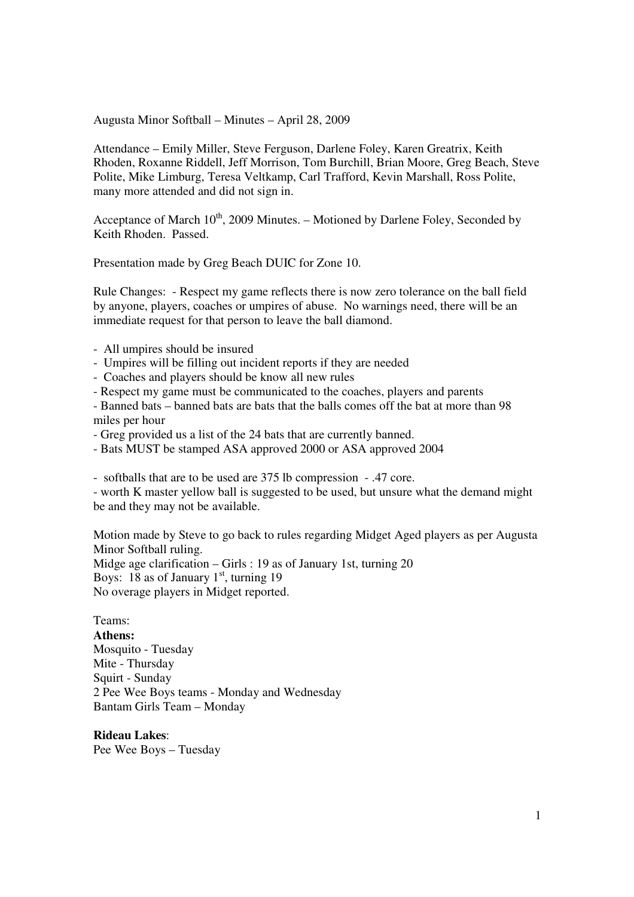Augusta Minor Softball – Minutes – April 28, 2009

Attendance – Emily Miller, Steve Ferguson, Darlene Foley, Karen Greatrix, Keith Rhoden, Roxanne Riddell, Jeff Morrison, Tom Burchill, Brian Moore, Greg Beach, Steve Polite, Mike Limburg, Teresa Veltkamp, Carl Trafford, Kevin Marshall, Ross Polite, many more attended and did not sign in.

Acceptance of March 10th, 2009 Minutes. – Motioned by Darlene Foley, Seconded by Keith Rhoden. Passed.

Presentation made by Greg Beach DUIC for Zone 10.

Rule Changes: - Respect my game reflects there is now zero tolerance on the ball field by anyone, players, coaches or umpires of abuse. No warnings need, there will be an immediate request for that person to leave the ball diamond.

- All umpires should be insured
- Umpires will be filling out incident reports if they are needed
- Coaches and players should be know all new rules
- Respect my game must be communicated to the coaches, players and parents
- Banned bats – banned bats are bats that the balls comes off the bat at more than 98 miles per hour
- Greg provided us a list of the 24 bats that are currently banned.
- Bats MUST be stamped ASA approved 2000 or ASA approved 2004

- softballs that are to be used are 375 lb compression - .47 core.
- worth K master yellow ball is suggested to be used, but unsure what the demand might be and they may not be available.

Motion made by Steve to go back to rules regarding Midget Aged players as per Augusta Minor Softball ruling.
Midge age clarification – Girls : 19 as of January 1st, turning 20
Boys: 18 as of January 1st, turning 19
No overage players in Midget reported.

Teams:
**Athens:**
Mosquito - Tuesday
Mite - Thursday
Squirt - Sunday
2 Pee Wee Boys teams - Monday and Wednesday
Bantam Girls Team – Monday

**Rideau Lakes**:
Pee Wee Boys – Tuesday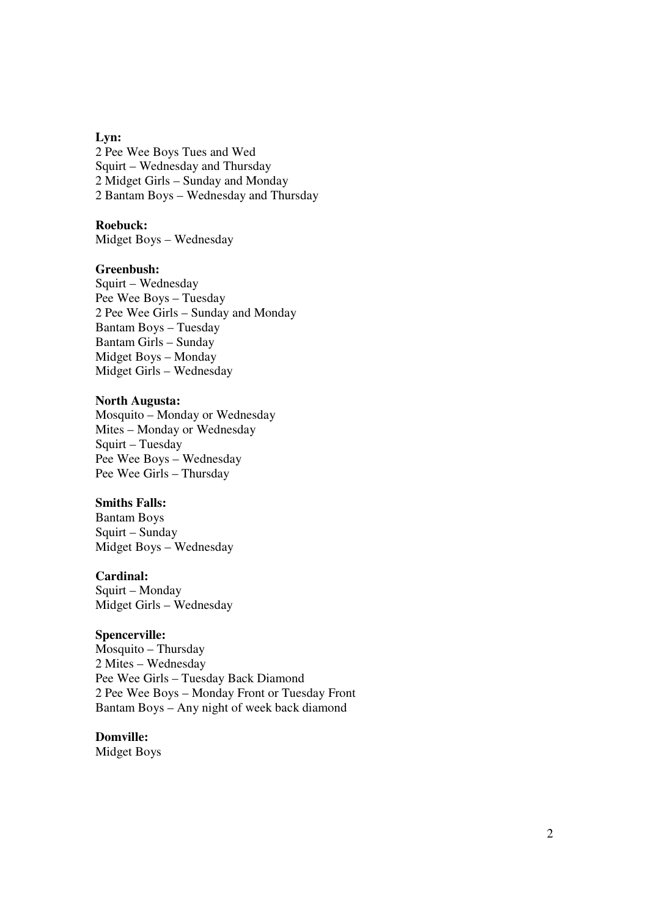**Lyn:**
2 Pee Wee Boys Tues and Wed
Squirt – Wednesday and Thursday
2 Midget Girls – Sunday and Monday
2 Bantam Boys – Wednesday and Thursday

**Roebuck:**
Midget Boys – Wednesday

**Greenbush:**
Squirt – Wednesday
Pee Wee Boys – Tuesday
2 Pee Wee Girls – Sunday and Monday
Bantam Boys – Tuesday
Bantam Girls – Sunday
Midget Boys – Monday
Midget Girls – Wednesday

**North Augusta:**
Mosquito – Monday or Wednesday
Mites – Monday or Wednesday
Squirt – Tuesday
Pee Wee Boys – Wednesday
Pee Wee Girls – Thursday

**Smiths Falls:**
Bantam Boys
Squirt – Sunday
Midget Boys – Wednesday

**Cardinal:**
Squirt – Monday
Midget Girls – Wednesday

**Spencerville:**
Mosquito – Thursday
2 Mites – Wednesday
Pee Wee Girls – Tuesday Back Diamond
2 Pee Wee Boys – Monday Front or Tuesday Front
Bantam Boys – Any night of week back diamond

**Domville:**
Midget Boys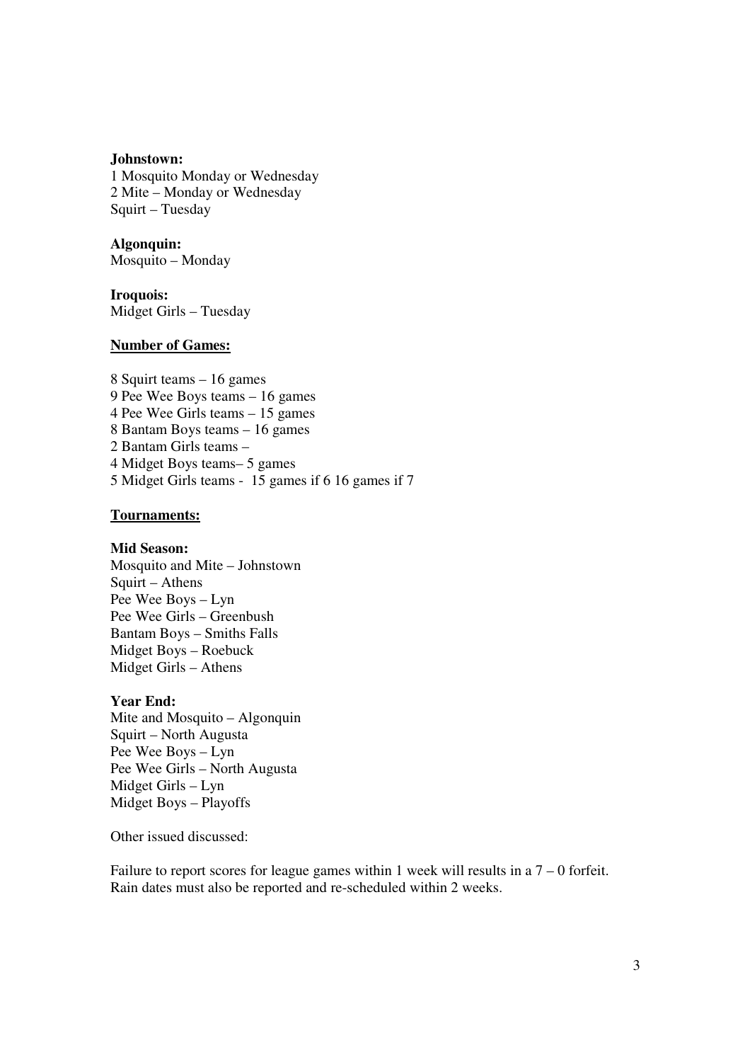**Johnstown:**
1 Mosquito Monday or Wednesday
2 Mite – Monday or Wednesday
Squirt – Tuesday

**Algonquin:**
Mosquito – Monday

**Iroquois:**
Midget Girls – Tuesday

**Number of Games:**

8 Squirt teams – 16 games
9 Pee Wee Boys teams – 16 games
4 Pee Wee Girls teams – 15 games
8 Bantam Boys teams – 16 games
2 Bantam Girls teams –
4 Midget Boys teams– 5 games
5 Midget Girls teams - 15 games if 6 16 games if 7

**Tournaments:**

**Mid Season:**
Mosquito and Mite – Johnstown
Squirt – Athens
Pee Wee Boys – Lyn
Pee Wee Girls – Greenbush
Bantam Boys – Smiths Falls
Midget Boys – Roebuck
Midget Girls – Athens

**Year End:**
Mite and Mosquito – Algonquin
Squirt – North Augusta
Pee Wee Boys – Lyn
Pee Wee Girls – North Augusta
Midget Girls – Lyn
Midget Boys – Playoffs

Other issued discussed:

Failure to report scores for league games within 1 week will results in a 7 – 0 forfeit.
Rain dates must also be reported and re-scheduled within 2 weeks.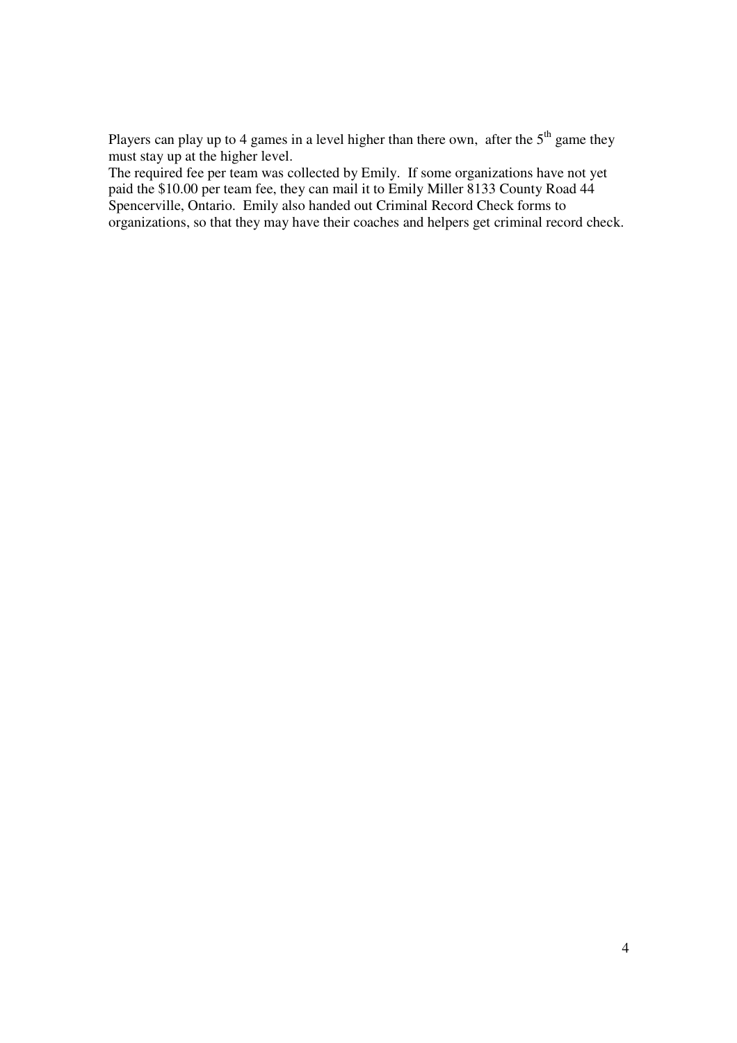Players can play up to 4 games in a level higher than there own, after the 5th game they must stay up at the higher level.

The required fee per team was collected by Emily. If some organizations have not yet paid the $10.00 per team fee, they can mail it to Emily Miller 8133 County Road 44 Spencerville, Ontario. Emily also handed out Criminal Record Check forms to organizations, so that they may have their coaches and helpers get criminal record check.